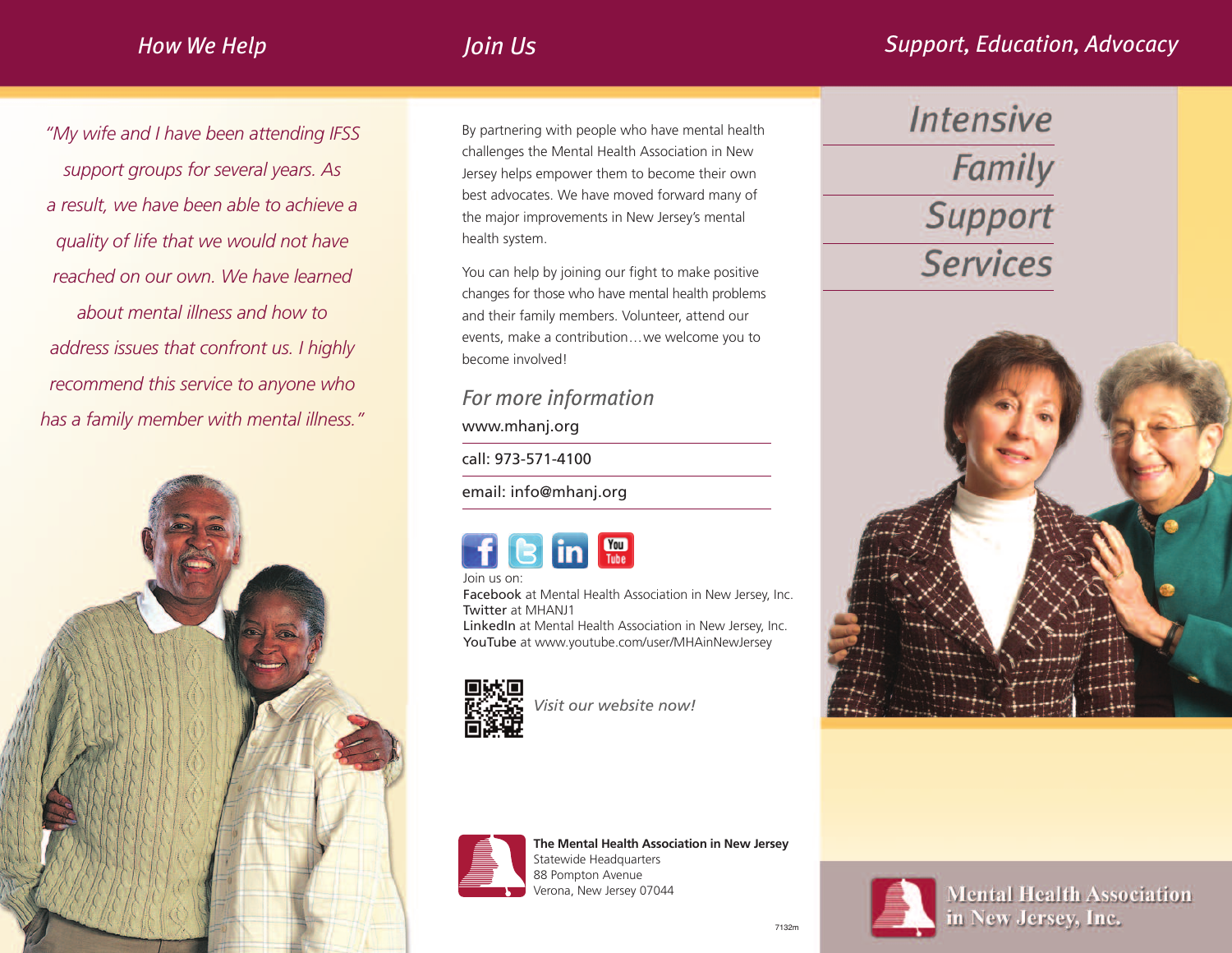## How We Help

*"My wife and I have been attending IFSS support groups for several years. As a result, we have been able to achieve a quality of life that we would not have reached on our own. We have learned about mental illness and how to address issues that confront us. I highly recommend this service to anyone who has a family member with mental illness."*

## Join Us

By partnering with people who have mental health challenges the Mental Health Association in New Jersey helps empower them to become their own best advocates. We have moved forward many of the major improvements in New Jersey's mental health system.

You can help by joining our fight to make positive changes for those who have mental health problems and their family members. Volunteer, attend our events, make a contribution…we welcome you to become involved!

### For more information

www.mhanj.org

call: 973-571-4100

email: info@mhanj.org

Join us on:
**Facebook** at Mental Health Association in New Jersey, Inc.
**Twitter** at MHANJ1
**LinkedIn** at Mental Health Association in New Jersey, Inc.
**YouTube** at www.youtube.com/user/MHAinNewJersey

*Visit our website now!*

**The Mental Health Association in New Jersey**
Statewide Headquarters
88 Pompton Avenue
Verona, New Jersey 07044

7132m

## Support, Education, Advocacy

# Intensive Family Support Services

**Mental Health Association in New Jersey, Inc.**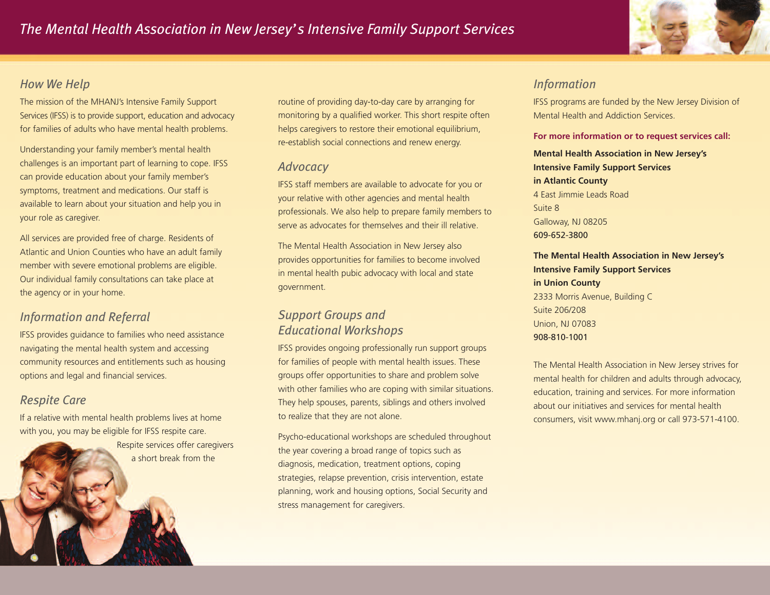# The Mental Health Association in New Jersey's Intensive Family Support Services

## How We Help

The mission of the MHANJ's Intensive Family Support Services (IFSS) is to provide support, education and advocacy for families of adults who have mental health problems.

Understanding your family member's mental health challenges is an important part of learning to cope. IFSS can provide education about your family member's symptoms, treatment and medications. Our staff is available to learn about your situation and help you in your role as caregiver.

All services are provided free of charge. Residents of Atlantic and Union Counties who have an adult family member with severe emotional problems are eligible. Our individual family consultations can take place at the agency or in your home.

## Information and Referral

IFSS provides guidance to families who need assistance navigating the mental health system and accessing community resources and entitlements such as housing options and legal and financial services.

## Respite Care

If a relative with mental health problems lives at home with you, you may be eligible for IFSS respite care. Respite services offer caregivers a short break from the routine of providing day-to-day care by arranging for monitoring by a qualified worker. This short respite often helps caregivers to restore their emotional equilibrium, re-establish social connections and renew energy.

## Advocacy

IFSS staff members are available to advocate for you or your relative with other agencies and mental health professionals. We also help to prepare family members to serve as advocates for themselves and their ill relative.

The Mental Health Association in New Jersey also provides opportunities for families to become involved in mental health pubic advocacy with local and state government.

## Support Groups and Educational Workshops

IFSS provides ongoing professionally run support groups for families of people with mental health issues. These groups offer opportunities to share and problem solve with other families who are coping with similar situations. They help spouses, parents, siblings and others involved to realize that they are not alone.

Psycho-educational workshops are scheduled throughout the year covering a broad range of topics such as diagnosis, medication, treatment options, coping strategies, relapse prevention, crisis intervention, estate planning, work and housing options, Social Security and stress management for caregivers.

## Information

IFSS programs are funded by the New Jersey Division of Mental Health and Addiction Services.

**For more information or to request services call:**

**Mental Health Association in New Jersey's Intensive Family Support Services in Atlantic County**
4 East Jimmie Leads Road
Suite 8
Galloway, NJ 08205
609-652-3800

**The Mental Health Association in New Jersey's Intensive Family Support Services in Union County**
2333 Morris Avenue, Building C
Suite 206/208
Union, NJ 07083
908-810-1001

The Mental Health Association in New Jersey strives for mental health for children and adults through advocacy, education, training and services. For more information about our initiatives and services for mental health consumers, visit www.mhanj.org or call 973-571-4100.